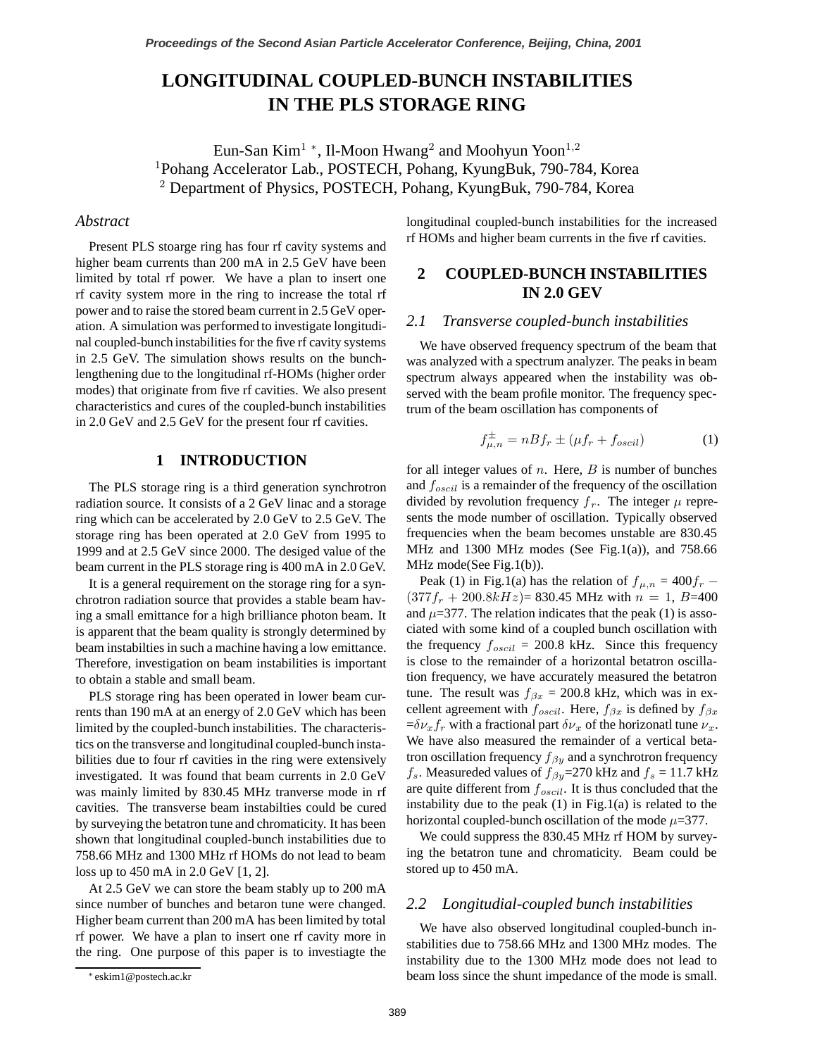# LONGITUDINAL COUPLED-BUNCH INSTABILITIES IN THE PLS STORAGE RING

Eun-San Kim[1] *, Il-Moon Hwang[2] and Moohyun Yoon[1,2]

[1]Pohang Accelerator Lab., POSTECH, Pohang, KyungBuk, 790-784, Korea

[2] Department of Physics, POSTECH, Pohang, KyungBuk, 790-784, Korea

### *Abstract*

Present PLS stoarge ring has four rf cavity systems and higher beam currents than 200 mA in 2.5 GeV have been limited by total rf power. We have a plan to insert one rf cavity system more in the ring to increase the total rf power and to raise the stored beam current in 2.5 GeV operation. A simulation was performed to investigate longitudinal coupled-bunch instabilities for the five rf cavity systems in 2.5 GeV. The simulation shows results on the bunch-lengthening due to the longitudinal rf-HOMs (higher order modes) that originate from five rf cavities. We also present characteristics and cures of the coupled-bunch instabilities in 2.0 GeV and 2.5 GeV for the present four rf cavities.

## 1 INTRODUCTION

The PLS storage ring is a third generation synchrotron radiation source. It consists of a 2 GeV linac and a storage ring which can be accelerated by 2.0 GeV to 2.5 GeV. The storage ring has been operated at 2.0 GeV from 1995 to 1999 and at 2.5 GeV since 2000. The desiged value of the beam current in the PLS storage ring is 400 mA in 2.0 GeV.

It is a general requirement on the storage ring for a synchrotron radiation source that provides a stable beam having a small emittance for a high brilliance photon beam. It is apparent that the beam quality is strongly determined by beam instabilties in such a machine having a low emittance. Therefore, investigation on beam instabilities is important to obtain a stable and small beam.

PLS storage ring has been operated in lower beam currents than 190 mA at an energy of 2.0 GeV which has been limited by the coupled-bunch instabilities. The characteristics on the transverse and longitudinal coupled-bunch instabilities due to four rf cavities in the ring were extensively investigated. It was found that beam currents in 2.0 GeV was mainly limited by 830.45 MHz tranverse mode in rf cavities. The transverse beam instabilties could be cured by surveying the betatron tune and chromaticity. It has been shown that longitudinal coupled-bunch instabilities due to 758.66 MHz and 1300 MHz rf HOMs do not lead to beam loss up to 450 mA in 2.0 GeV [1, 2].

At 2.5 GeV we can store the beam stably up to 200 mA since number of bunches and betaron tune were changed. Higher beam current than 200 mA has been limited by total rf power. We have a plan to insert one rf cavity more in the ring. One purpose of this paper is to investiagte the longitudinal coupled-bunch instabilities for the increased rf HOMs and higher beam currents in the five rf cavities.

* eskim1@postech.ac.kr

## 2 COUPLED-BUNCH INSTABILITIES IN 2.0 GEV

### *2.1 Transverse coupled-bunch instabilities*

We have observed frequency spectrum of the beam that was analyzed with a spectrum analyzer. The peaks in beam spectrum always appeared when the instability was observed with the beam profile monitor. The frequency spectrum of the beam oscillation has components of

$$f^{\pm}_{\mu,n} = nBf_r \pm (\mu f_r + f_{oscil}) \qquad (1)$$

for all integer values of $n$. Here, $B$ is number of bunches and $f_{oscil}$ is a remainder of the frequency of the oscillation divided by revolution frequency $f_r$. The integer $\mu$ represents the mode number of oscillation. Typically observed frequencies when the beam becomes unstable are 830.45 MHz and 1300 MHz modes (See Fig.1(a)), and 758.66 MHz mode(See Fig.1(b)).

Peak (1) in Fig.1(a) has the relation of $f_{\mu,n}$ = $400f_r - (377f_r + 200.8kHz)$= 830.45 MHz with $n$ = 1, $B$=400 and $\mu$=377. The relation indicates that the peak (1) is associated with some kind of a coupled bunch oscillation with the frequency $f_{oscil}$ = 200.8 kHz. Since this frequency is close to the remainder of a horizontal betatron oscillation frequency, we have accurately measured the betatron tune. The result was $f_{\beta x}$ = 200.8 kHz, which was in excellent agreement with $f_{oscil}$. Here, $f_{\beta x}$ is defined by $f_{\beta x}$ =$\delta\nu_x f_r$ with a fractional part $\delta\nu_x$ of the horizonatl tune $\nu_x$. We have also measured the remainder of a vertical betatron oscillation frequency $f_{\beta y}$ and a synchrotron frequency $f_s$. Measureded values of $f_{\beta y}$=270 kHz and $f_s$ = 11.7 kHz are quite different from $f_{oscil}$. It is thus concluded that the instability due to the peak (1) in Fig.1(a) is related to the horizontal coupled-bunch oscillation of the mode $\mu$=377.

We could suppress the 830.45 MHz rf HOM by surveying the betatron tune and chromaticity. Beam could be stored up to 450 mA.

### *2.2 Longitudial-coupled bunch instabilities*

We have also observed longitudinal coupled-bunch instabilities due to 758.66 MHz and 1300 MHz modes. The instability due to the 1300 MHz mode does not lead to beam loss since the shunt impedance of the mode is small.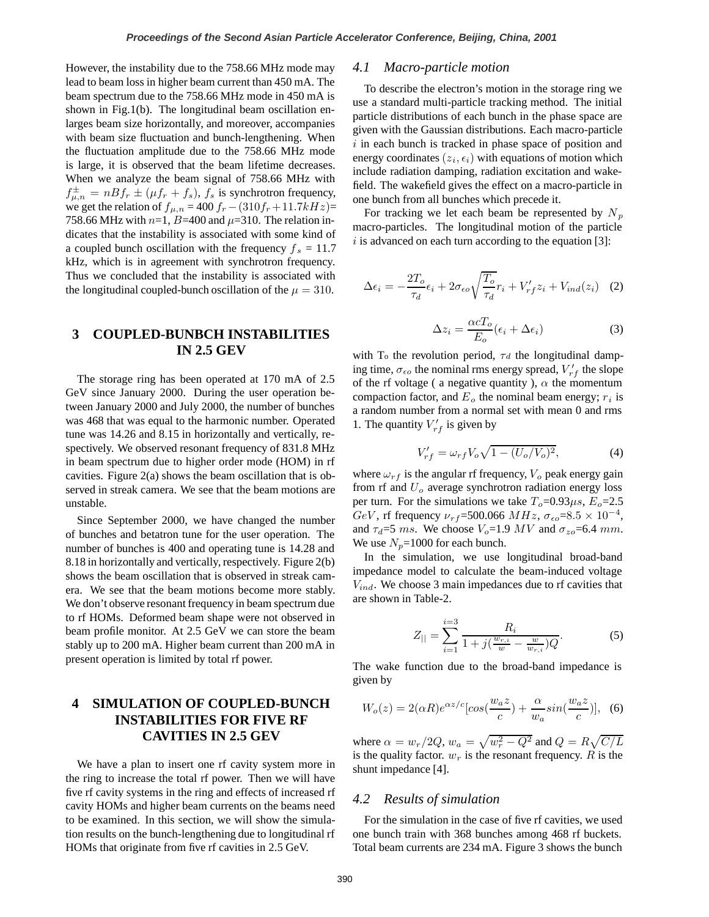However, the instability due to the 758.66 MHz mode may lead to beam loss in higher beam current than 450 mA. The beam spectrum due to the 758.66 MHz mode in 450 mA is shown in Fig.1(b). The longitudinal beam oscillation enlarges beam size horizontally, and moreover, accompanies with beam size fluctuation and bunch-lengthening. When the fluctuation amplitude due to the 758.66 MHz mode is large, it is observed that the beam lifetime decreases. When we analyze the beam signal of 758.66 MHz with $f^{\pm}_{\mu,n} = nBf_r \pm (\mu f_r + f_s)$, $f_s$ is synchrotron frequency, we get the relation of $f_{\mu,n}$ = 400 $f_r - (310f_r + 11.7kHz)$= 758.66 MHz with $n$=1, $B$=400 and $\mu$=310. The relation indicates that the instability is associated with some kind of a coupled bunch oscillation with the frequency $f_s$ = 11.7 kHz, which is in agreement with synchrotron frequency. Thus we concluded that the instability is associated with the longitudinal coupled-bunch oscillation of the $\mu = 310$.

## 3 COUPLED-BUNBCH INSTABILITIES IN 2.5 GEV

The storage ring has been operated at 170 mA of 2.5 GeV since January 2000. During the user operation between January 2000 and July 2000, the number of bunches was 468 that was equal to the harmonic number. Operated tune was 14.26 and 8.15 in horizontally and vertically, respectively. We observed resonant frequency of 831.8 MHz in beam spectrum due to higher order mode (HOM) in rf cavities. Figure 2(a) shows the beam oscillation that is observed in streak camera. We see that the beam motions are unstable.

Since September 2000, we have changed the number of bunches and betatron tune for the user operation. The number of bunches is 400 and operating tune is 14.28 and 8.18 in horizontally and vertically, respectively. Figure 2(b) shows the beam oscillation that is observed in streak camera. We see that the beam motions become more stably. We don't observe resonant frequency in beam spectrum due to rf HOMs. Deformed beam shape were not observed in beam profile monitor. At 2.5 GeV we can store the beam stably up to 200 mA. Higher beam current than 200 mA in present operation is limited by total rf power.

## 4 SIMULATION OF COUPLED-BUNCH INSTABILITIES FOR FIVE RF CAVITIES IN 2.5 GEV

We have a plan to insert one rf cavity system more in the ring to increase the total rf power. Then we will have five rf cavity systems in the ring and effects of increased rf cavity HOMs and higher beam currents on the beams need to be examined. In this section, we will show the simulation results on the bunch-lengthening due to longitudinal rf HOMs that originate from five rf cavities in 2.5 GeV.

### *4.1 Macro-particle motion*

To describe the electron's motion in the storage ring we use a standard multi-particle tracking method. The initial particle distributions of each bunch in the phase space are given with the Gaussian distributions. Each macro-particle $i$ in each bunch is tracked in phase space of position and energy coordinates $(z_i, \epsilon_i)$ with equations of motion which include radiation damping, radiation excitation and wakefield. The wakefield gives the effect on a macro-particle in one bunch from all bunches which precede it.

For tracking we let each beam be represented by $N_p$ macro-particles. The longitudinal motion of the particle $i$ is advanced on each turn according to the equation [3]:

$$\Delta\epsilon_i = -\frac{2T_o}{\tau_d}\epsilon_i + 2\sigma_{\epsilon o}\sqrt{\frac{T_o}{\tau_d}}r_i + V'_{rf}z_i + V_{ind}(z_i) \quad (2)$$

$$\Delta z_i = \frac{\alpha c T_o}{E_o}(\epsilon_i + \Delta\epsilon_i) \quad (3)$$

with $T_o$ the revolution period, $\tau_d$ the longitudinal damping time, $\sigma_{\epsilon o}$ the nominal rms energy spread, $V'_{rf}$ the slope of the rf voltage ( a negative quantity ), $\alpha$ the momentum compaction factor, and $E_o$ the nominal beam energy; $r_i$ is a random number from a normal set with mean 0 and rms 1. The quantity $V'_{rf}$ is given by

$$V'_{rf} = \omega_{rf}V_o\sqrt{1-(U_o/V_o)^2}, \quad (4)$$

where $\omega_{rf}$ is the angular rf frequency, $V_o$ peak energy gain from rf and $U_o$ average synchrotron radiation energy loss per turn. For the simulations we take $T_o$=0.93$\mu s$, $E_o$=2.5 $GeV$, rf frequency $\nu_{rf}$=500.066 $MHz$, $\sigma_{\epsilon o}$=$8.5\times10^{-4}$, and $\tau_d$=5 $ms$. We choose $V_o$=1.9 $MV$ and $\sigma_{zo}$=6.4 $mm$. We use $N_p$=1000 for each bunch.

In the simulation, we use longitudinal broad-band impedance model to calculate the beam-induced voltage $V_{ind}$. We choose 3 main impedances due to rf cavities that are shown in Table-2.

$$Z_{||} = \sum_{i=1}^{i=3}\frac{R_i}{1+j(\frac{w_{r,i}}{w}-\frac{w}{w_{r,i}})Q}. \quad (5)$$

The wake function due to the broad-band impedance is given by

$$W_o(z) = 2(\alpha R)e^{\alpha z/c}[cos(\frac{w_a z}{c}) + \frac{\alpha}{w_a}sin(\frac{w_a z}{c})], \quad (6)$$

where $\alpha = w_r/2Q$, $w_a = \sqrt{w_r^2 - Q^2}$ and $Q = R\sqrt{C/L}$ is the quality factor. $w_r$ is the resonant frequency. $R$ is the shunt impedance [4].

### *4.2 Results of simulation*

For the simulation in the case of five rf cavities, we used one bunch train with 368 bunches among 468 rf buckets. Total beam currents are 234 mA. Figure 3 shows the bunch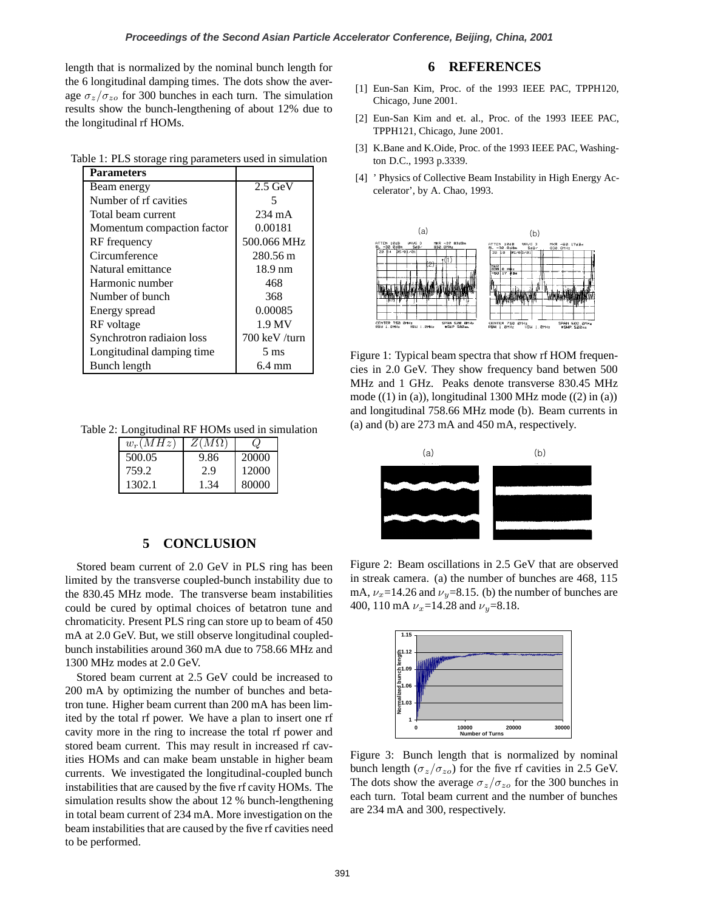length that is normalized by the nominal bunch length for the 6 longitudinal damping times. The dots show the average $\sigma_z/\sigma_{zo}$ for 300 bunches in each turn. The simulation results show the bunch-lengthening of about 12% due to the longitudinal rf HOMs.

Table 1: PLS storage ring parameters used in simulation

| **Parameters** | |
|---|---|
| Beam energy | 2.5 GeV |
| Number of rf cavities | 5 |
| Total beam current | 234 mA |
| Momentum compaction factor | 0.00181 |
| RF frequency | 500.066 MHz |
| Circumference | 280.56 m |
| Natural emittance | 18.9 nm |
| Harmonic number | 468 |
| Number of bunch | 368 |
| Energy spread | 0.00085 |
| RF voltage | 1.9 MV |
| Synchrotron radiaion loss | 700 keV /turn |
| Longitudinal damping time | 5 ms |
| Bunch length | 6.4 mm |

Table 2: Longitudinal RF HOMs used in simulation

| $w_r(MHz)$ | $Z(M\Omega)$ | $Q$ |
|---|---|---|
| 500.05 | 9.86 | 20000 |
| 759.2 | 2.9 | 12000 |
| 1302.1 | 1.34 | 80000 |

## 5 CONCLUSION

Stored beam current of 2.0 GeV in PLS ring has been limited by the transverse coupled-bunch instability due to the 830.45 MHz mode. The transverse beam instabilities could be cured by optimal choices of betatron tune and chromaticity. Present PLS ring can store up to beam of 450 mA at 2.0 GeV. But, we still observe longitudinal coupled-bunch instabilities around 360 mA due to 758.66 MHz and 1300 MHz modes at 2.0 GeV.

Stored beam current at 2.5 GeV could be increased to 200 mA by optimizing the number of bunches and betatron tune. Higher beam current than 200 mA has been limited by the total rf power. We have a plan to insert one rf cavity more in the ring to increase the total rf power and stored beam current. This may result in increased rf cavities HOMs and can make beam unstable in higher beam currents. We investigated the longitudinal-coupled bunch instabilities that are caused by the five rf cavity HOMs. The simulation results show the about 12 % bunch-lengthening in total beam current of 234 mA. More investigation on the beam instabilities that are caused by the five rf cavities need to be performed.

## 6 REFERENCES

[1] Eun-San Kim, Proc. of the 1993 IEEE PAC, TPPH120, Chicago, June 2001.

[2] Eun-San Kim and et. al., Proc. of the 1993 IEEE PAC, TPPH121, Chicago, June 2001.

[3] K.Bane and K.Oide, Proc. of the 1993 IEEE PAC, Washington D.C., 1993 p.3339.

[4] ' Physics of Collective Beam Instability in High Energy Accelerator', by A. Chao, 1993.

Figure 1: Typical beam spectra that show rf HOM frequencies in 2.0 GeV. They show frequency band betwen 500 MHz and 1 GHz. Peaks denote transverse 830.45 MHz mode ((1) in (a)), longitudinal 1300 MHz mode ((2) in (a)) and longitudinal 758.66 MHz mode (b). Beam currents in (a) and (b) are 273 mA and 450 mA, respectively.

Figure 2: Beam oscillations in 2.5 GeV that are observed in streak camera. (a) the number of bunches are 468, 115 mA, $\nu_x$=14.26 and $\nu_y$=8.15. (b) the number of bunches are 400, 110 mA $\nu_x$=14.28 and $\nu_y$=8.18.

Normalized bunch length
1.15
1.12
1.09
1.06
1.03
1
0
10000
20000
30000
Number of Turns

Figure 3: Bunch length that is normalized by nominal bunch length ($\sigma_z/\sigma_{zo}$) for the five rf cavities in 2.5 GeV. The dots show the average $\sigma_z/\sigma_{zo}$ for the 300 bunches in each turn. Total beam current and the number of bunches are 234 mA and 300, respectively.